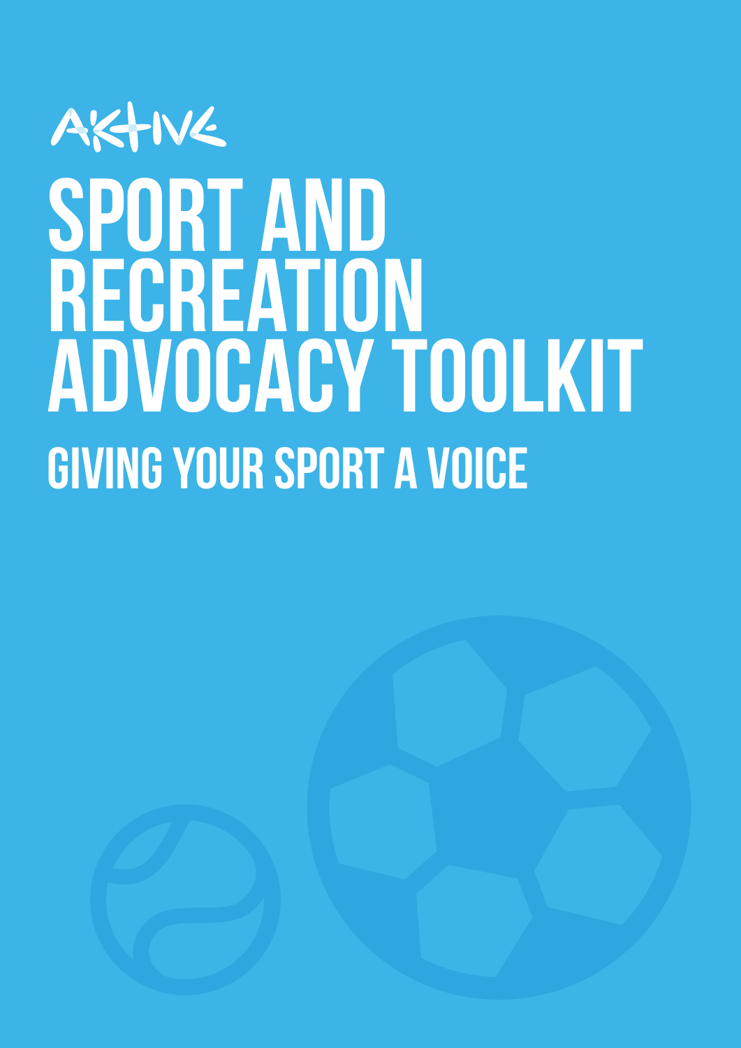AKTIVE

# SPORT AND RECREATION ADVOCACY TOOLKIT

## GIVING YOUR SPORT A VOICE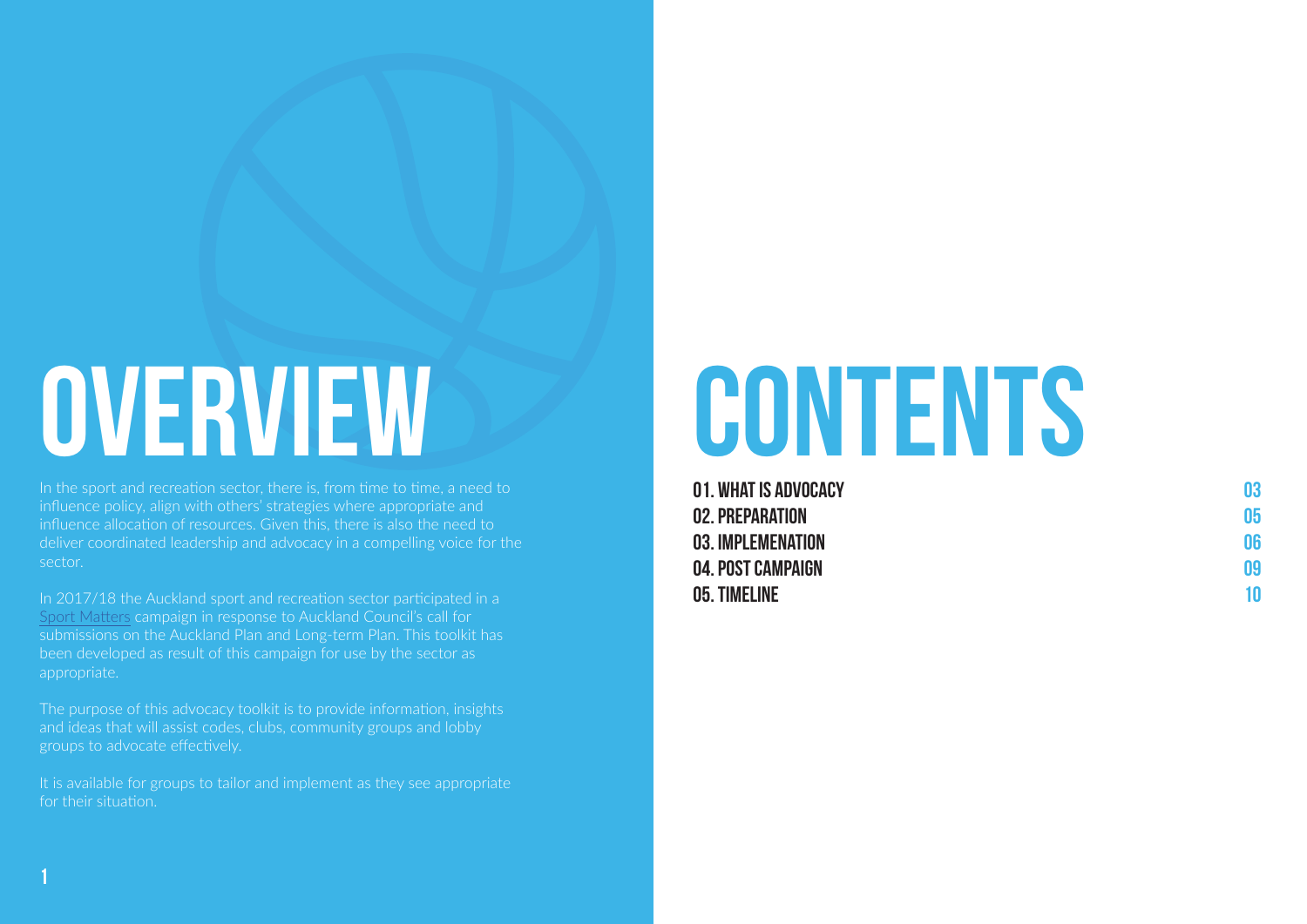# OVERVIEW

In the sport and recreation sector, there is, from time to time, a need to influence policy, align with others' strategies where appropriate and influence allocation of resources. Given this, there is also the need to deliver coordinated leadership and advocacy in a compelling voice for the sector.

In 2017/18 the Auckland sport and recreation sector participated in a Sport Matters campaign in response to Auckland Council's call for submissions on the Auckland Plan and Long-term Plan. This toolkit has been developed as result of this campaign for use by the sector as appropriate.

The purpose of this advocacy toolkit is to provide information, insights and ideas that will assist codes, clubs, community groups and lobby groups to advocate effectively.

It is available for groups to tailor and implement as they see appropriate for their situation.

# CONTENTS

| | |
|---|---|
| **01. WHAT IS ADVOCACY** | 03 |
| **02. PREPARATION** | 05 |
| **03. IMPLEMENATION** | 06 |
| **04. POST CAMPAIGN** | 09 |
| **05. TIMELINE** | 10 |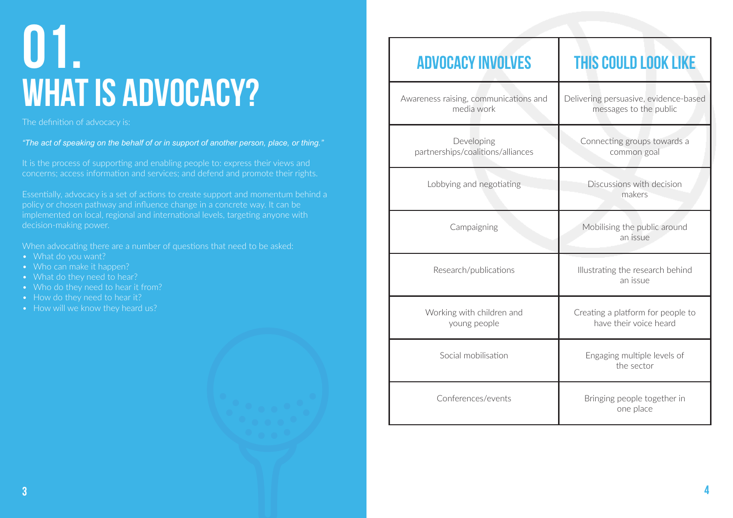# 01. WHAT IS ADVOCACY?

The definition of advocacy is:

*"The act of speaking on the behalf of or in support of another person, place, or thing."*

It is the process of supporting and enabling people to: express their views and concerns; access information and services; and defend and promote their rights.

Essentially, advocacy is a set of actions to create support and momentum behind a policy or chosen pathway and influence change in a concrete way. It can be implemented on local, regional and international levels, targeting anyone with decision-making power.

When advocating there are a number of questions that need to be asked:

- What do you want?
- Who can make it happen?
- What do they need to hear?
- Who do they need to hear it from?
- How do they need to hear it?
- How will we know they heard us?

| ADVOCACY INVOLVES | THIS COULD LOOK LIKE |
| --- | --- |
| Awareness raising, communications and media work | Delivering persuasive, evidence-based messages to the public |
| Developing partnerships/coalitions/alliances | Connecting groups towards a common goal |
| Lobbying and negotiating | Discussions with decision makers |
| Campaigning | Mobilising the public around an issue |
| Research/publications | Illustrating the research behind an issue |
| Working with children and young people | Creating a platform for people to have their voice heard |
| Social mobilisation | Engaging multiple levels of the sector |
| Conferences/events | Bringing people together in one place |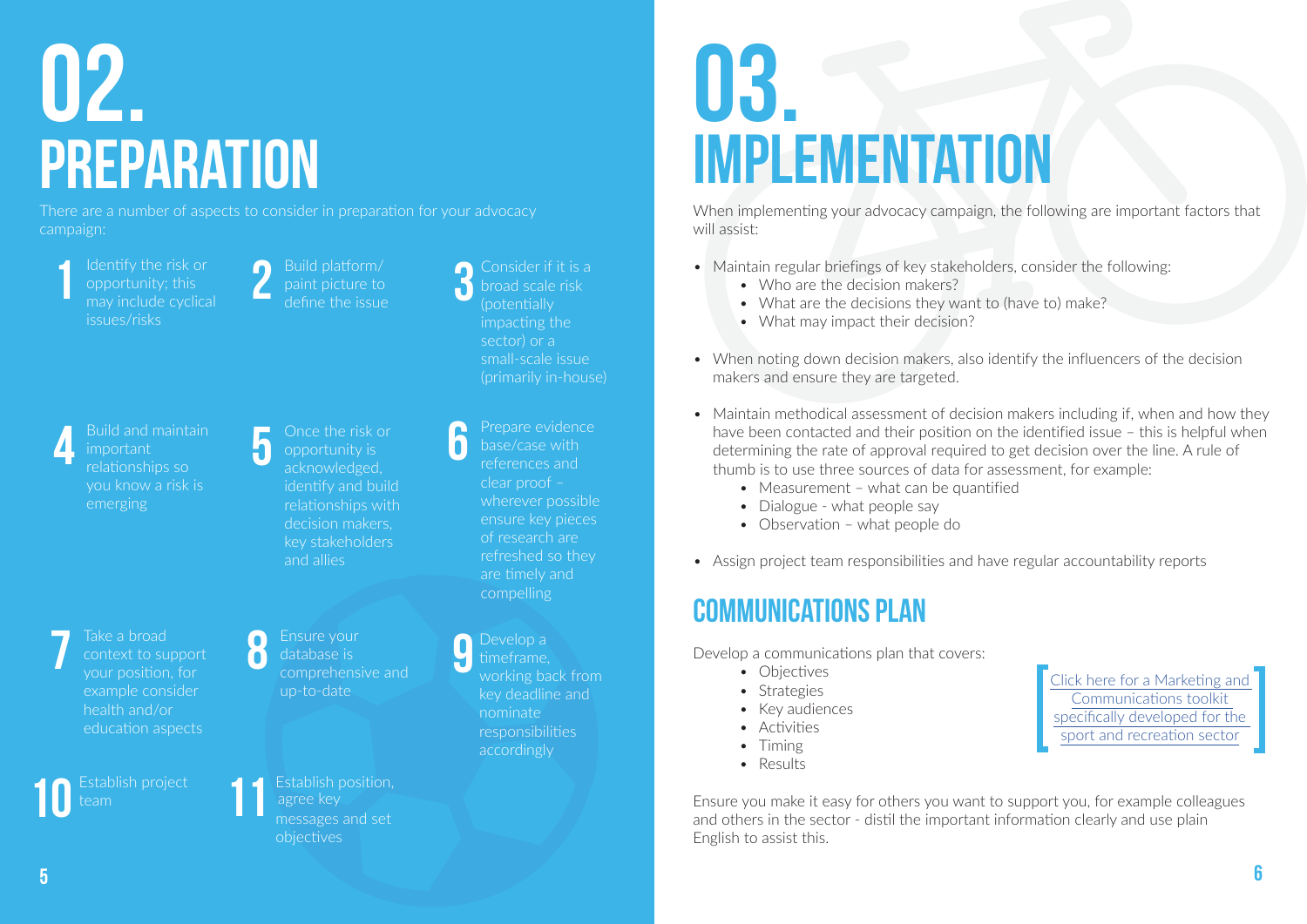# 02. PREPARATION

There are a number of aspects to consider in preparation for your advocacy campaign:

1. Identify the risk or opportunity; this may include cyclical issues/risks
2. Build platform/ paint picture to define the issue
3. Consider if it is a broad scale risk (potentially impacting the sector) or a small-scale issue (primarily in-house)
4. Build and maintain important relationships so you know a risk is emerging
5. Once the risk or opportunity is acknowledged, identify and build relationships with decision makers, key stakeholders and allies
6. Prepare evidence base/case with references and clear proof – wherever possible ensure key pieces of research are refreshed so they are timely and compelling
7. Take a broad context to support your position, for example consider health and/or education aspects
8. Ensure your database is comprehensive and up-to-date
9. Develop a timeframe, working back from key deadline and nominate responsibilities accordingly
10. Establish project team
11. Establish position, agree key messages and set objectives

# 03. IMPLEMENTATION

When implementing your advocacy campaign, the following are important factors that will assist:

- Maintain regular briefings of key stakeholders, consider the following:
  - Who are the decision makers?
  - What are the decisions they want to (have to) make?
  - What may impact their decision?
- When noting down decision makers, also identify the influencers of the decision makers and ensure they are targeted.
- Maintain methodical assessment of decision makers including if, when and how they have been contacted and their position on the identified issue – this is helpful when determining the rate of approval required to get decision over the line. A rule of thumb is to use three sources of data for assessment, for example:
  - Measurement – what can be quantified
  - Dialogue - what people say
  - Observation – what people do
- Assign project team responsibilities and have regular accountability reports

## COMMUNICATIONS PLAN

Develop a communications plan that covers:

- Objectives
- Strategies
- Key audiences
- Activities
- Timing
- Results

[Click here for a Marketing and Communications toolkit specifically developed for the sport and recreation sector]

Ensure you make it easy for others you want to support you, for example colleagues and others in the sector - distil the important information clearly and use plain English to assist this.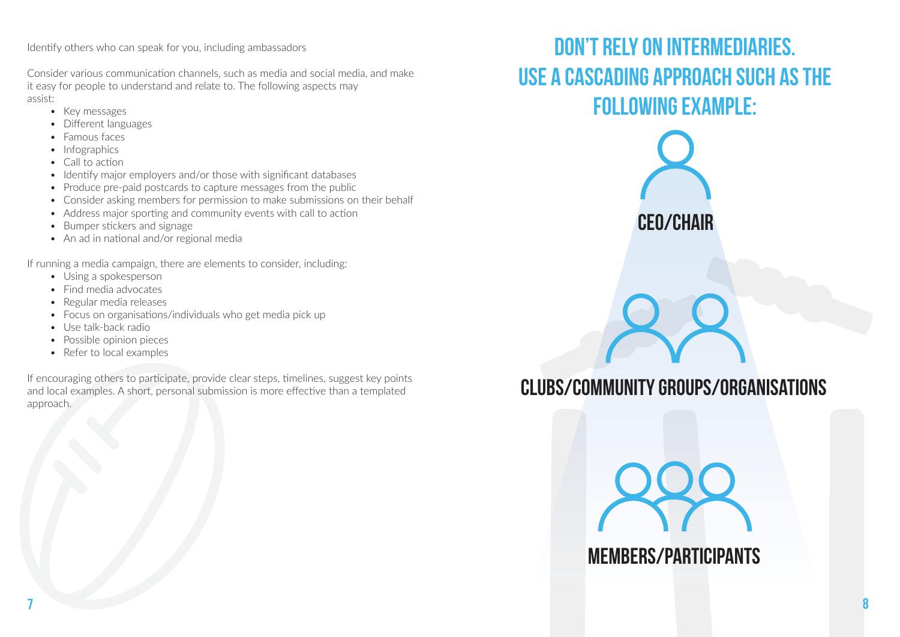Identify others who can speak for you, including ambassadors

Consider various communication channels, such as media and social media, and make it easy for people to understand and relate to. The following aspects may assist:

- Key messages
- Different languages
- Famous faces
- Infographics
- Call to action
- Identify major employers and/or those with significant databases
- Produce pre-paid postcards to capture messages from the public
- Consider asking members for permission to make submissions on their behalf
- Address major sporting and community events with call to action
- Bumper stickers and signage
- An ad in national and/or regional media

If running a media campaign, there are elements to consider, including:

- Using a spokesperson
- Find media advocates
- Regular media releases
- Focus on organisations/individuals who get media pick up
- Use talk-back radio
- Possible opinion pieces
- Refer to local examples

If encouraging others to participate, provide clear steps, timelines, suggest key points and local examples. A short, personal submission is more effective than a templated approach.

# DON'T RELY ON INTERMEDIARIES. USE A CASCADING APPROACH SUCH AS THE FOLLOWING EXAMPLE:

**CEO/CHAIR**

**CLUBS/COMMUNITY GROUPS/ORGANISATIONS**

**MEMBERS/PARTICIPANTS**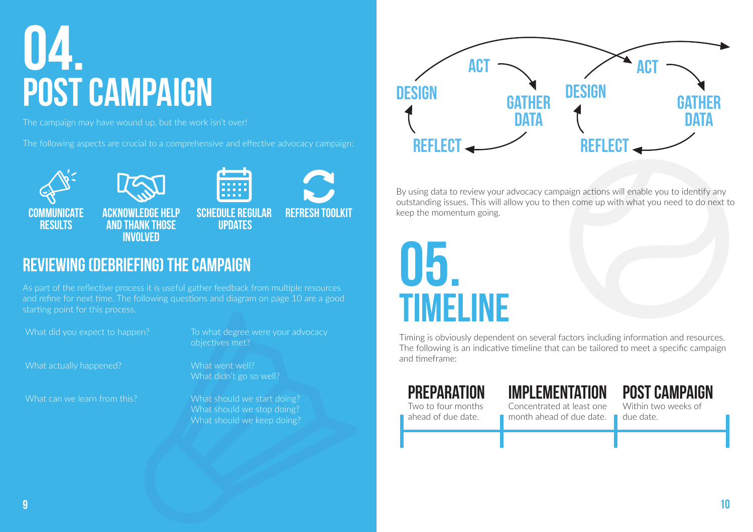# 04. POST CAMPAIGN

The campaign may have wound up, but the work isn't over!

The following aspects are crucial to a comprehensive and effective advocacy campaign:

- **COMMUNICATE RESULTS**
- **ACKNOWLEDGE HELP AND THANK THOSE INVOLVED**
- **SCHEDULE REGULAR UPDATES**
- **REFRESH TOOLKIT**

## REVIEWING (DEBRIEFING) THE CAMPAIGN

As part of the reflective process it is useful gather feedback from multiple resources and refine for next time. The following questions and diagram on page 10 are a good starting point for this process.

| | |
|---|---|
| What did you expect to happen? | To what degree were your advocacy objectives met? |
| What actually happened? | What went well?<br>What didn't go so well? |
| What can we learn from this? | What should we start doing?<br>What should we stop doing?<br>What should we keep doing? |

ACT → GATHER DATA → REFLECT → DESIGN → ACT → GATHER DATA → REFLECT → DESIGN

By using data to review your advocacy campaign actions will enable you to identify any outstanding issues. This will allow you to then come up with what you need to do next to keep the momentum going.

# 05. TIMELINE

Timing is obviously dependent on several factors including information and resources. The following is an indicative timeline that can be tailored to meet a specific campaign and timeframe:

**PREPARATION**
Two to four months ahead of due date.

**IMPLEMENTATION**
Concentrated at least one month ahead of due date.

**POST CAMPAIGN**
Within two weeks of due date.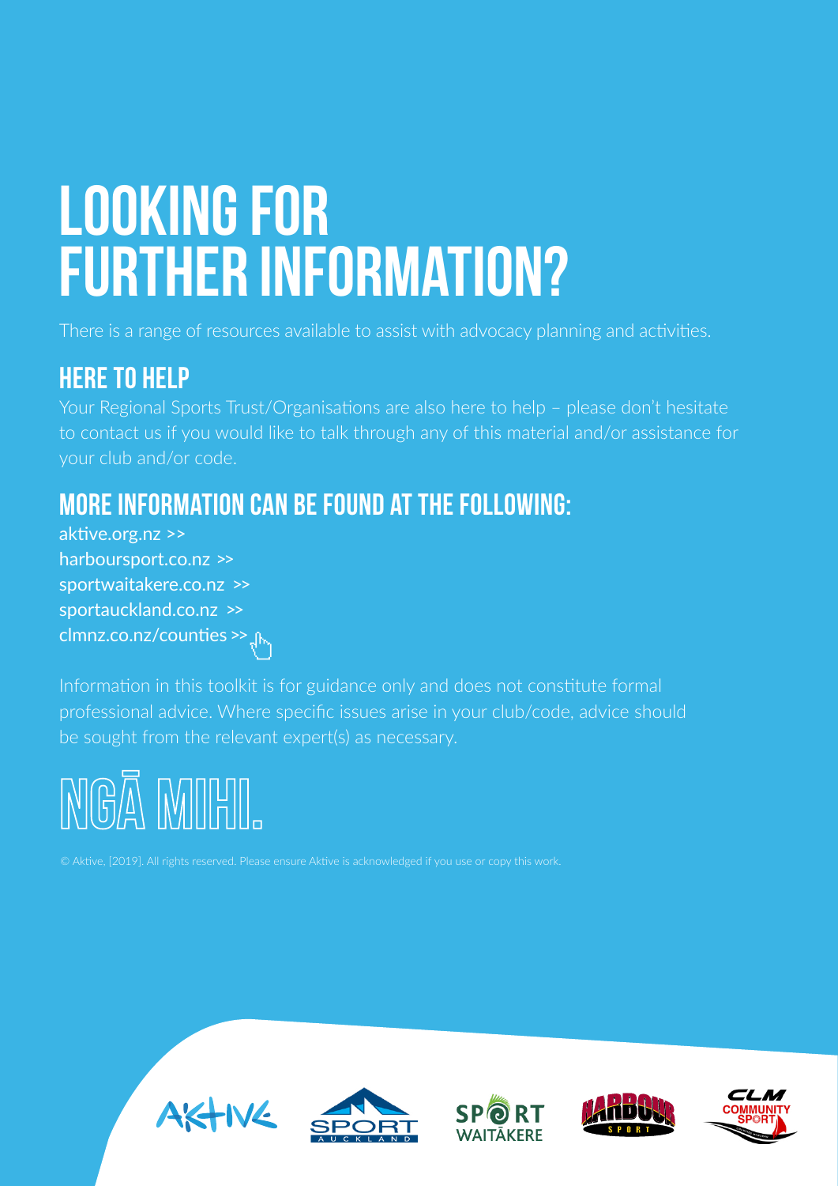# LOOKING FOR FURTHER INFORMATION?

There is a range of resources available to assist with advocacy planning and activities.

## HERE TO HELP

Your Regional Sports Trust/Organisations are also here to help – please don't hesitate to contact us if you would like to talk through any of this material and/or assistance for your club and/or code.

## MORE INFORMATION CAN BE FOUND AT THE FOLLOWING:

aktive.org.nz >>
harboursport.co.nz >>
sportwaitakere.co.nz >>
sportauckland.co.nz >>
clmnz.co.nz/counties >>

Information in this toolkit is for guidance only and does not constitute formal professional advice. Where specific issues arise in your club/code, advice should be sought from the relevant expert(s) as necessary.

# NGĀ MIHI.

© Aktive, [2019]. All rights reserved. Please ensure Aktive is acknowledged if you use or copy this work.